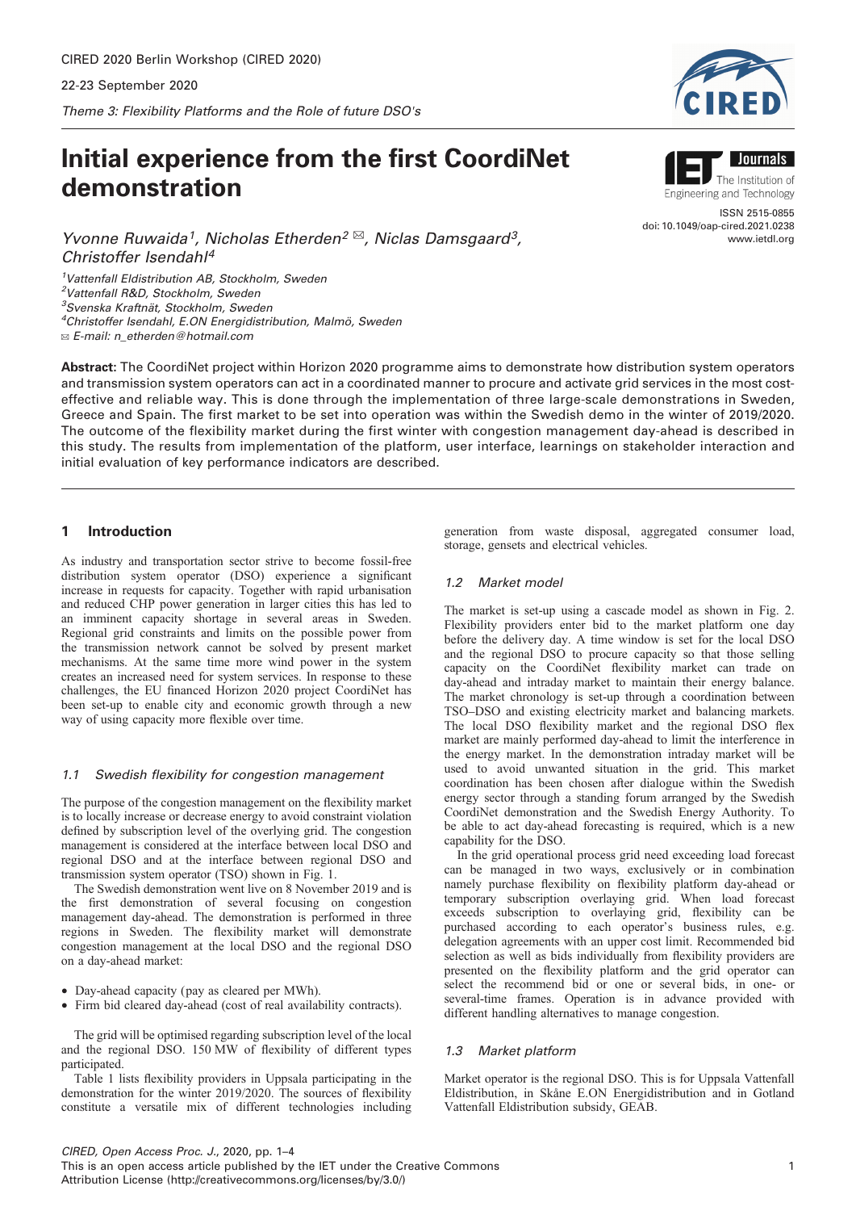# Initial experience from the first CoordiNet demonstration

*Yvonne Ruwaida*[1], *Nicholas Etherden*[2] ✉, *Niclas Damsgaard*[3], *Christoffer Isendahl*[4]

[1]Vattenfall Eldistribution AB, Stockholm, Sweden
[2]Vattenfall R&D, Stockholm, Sweden
[3]Svenska Kraftnät, Stockholm, Sweden
[4]Christoffer Isendahl, E.ON Energidistribution, Malmö, Sweden
✉ E-mail: n_etherden@hotmail.com

ISSN 2515-0855
doi: 10.1049/oap-cired.2021.0238
www.ietdl.org

**Abstract:** The CoordiNet project within Horizon 2020 programme aims to demonstrate how distribution system operators and transmission system operators can act in a coordinated manner to procure and activate grid services in the most cost-effective and reliable way. This is done through the implementation of three large-scale demonstrations in Sweden, Greece and Spain. The first market to be set into operation was within the Swedish demo in the winter of 2019/2020. The outcome of the flexibility market during the first winter with congestion management day-ahead is described in this study. The results from implementation of the platform, user interface, learnings on stakeholder interaction and initial evaluation of key performance indicators are described.

## 1 Introduction

As industry and transportation sector strive to become fossil-free distribution system operator (DSO) experience a significant increase in requests for capacity. Together with rapid urbanisation and reduced CHP power generation in larger cities this has led to an imminent capacity shortage in several areas in Sweden. Regional grid constraints and limits on the possible power from the transmission network cannot be solved by present market mechanisms. At the same time more wind power in the system creates an increased need for system services. In response to these challenges, the EU financed Horizon 2020 project CoordiNet has been set-up to enable city and economic growth through a new way of using capacity more flexible over time.

### 1.1 Swedish flexibility for congestion management

The purpose of the congestion management on the flexibility market is to locally increase or decrease energy to avoid constraint violation defined by subscription level of the overlying grid. The congestion management is considered at the interface between local DSO and regional DSO and at the interface between regional DSO and transmission system operator (TSO) shown in Fig. 1.

The Swedish demonstration went live on 8 November 2019 and is the first demonstration of several focusing on congestion management day-ahead. The demonstration is performed in three regions in Sweden. The flexibility market will demonstrate congestion management at the local DSO and the regional DSO on a day-ahead market:

- Day-ahead capacity (pay as cleared per MWh).
- Firm bid cleared day-ahead (cost of real availability contracts).

The grid will be optimised regarding subscription level of the local and the regional DSO. 150 MW of flexibility of different types participated.

Table 1 lists flexibility providers in Uppsala participating in the demonstration for the winter 2019/2020. The sources of flexibility constitute a versatile mix of different technologies including generation from waste disposal, aggregated consumer load, storage, gensets and electrical vehicles.

### 1.2 Market model

The market is set-up using a cascade model as shown in Fig. 2. Flexibility providers enter bid to the market platform one day before the delivery day. A time window is set for the local DSO and the regional DSO to procure capacity so that those selling capacity on the CoordiNet flexibility market can trade on day-ahead and intraday market to maintain their energy balance. The market chronology is set-up through a coordination between TSO–DSO and existing electricity market and balancing markets. The local DSO flexibility market and the regional DSO flex market are mainly performed day-ahead to limit the interference in the energy market. In the demonstration intraday market will be used to avoid unwanted situation in the grid. This market coordination has been chosen after dialogue within the Swedish energy sector through a standing forum arranged by the Swedish CoordiNet demonstration and the Swedish Energy Authority. To be able to act day-ahead forecasting is required, which is a new capability for the DSO.

In the grid operational process grid need exceeding load forecast can be managed in two ways, exclusively or in combination namely purchase flexibility on flexibility platform day-ahead or temporary subscription overlaying grid. When load forecast exceeds subscription to overlaying grid, flexibility can be purchased according to each operator's business rules, e.g. delegation agreements with an upper cost limit. Recommended bid selection as well as bids individually from flexibility providers are presented on the flexibility platform and the grid operator can select the recommend bid or one or several bids, in one- or several-time frames. Operation is in advance provided with different handling alternatives to manage congestion.

### 1.3 Market platform

Market operator is the regional DSO. This is for Uppsala Vattenfall Eldistribution, in Skåne E.ON Energidistribution and in Gotland Vattenfall Eldistribution subsidy, GEAB.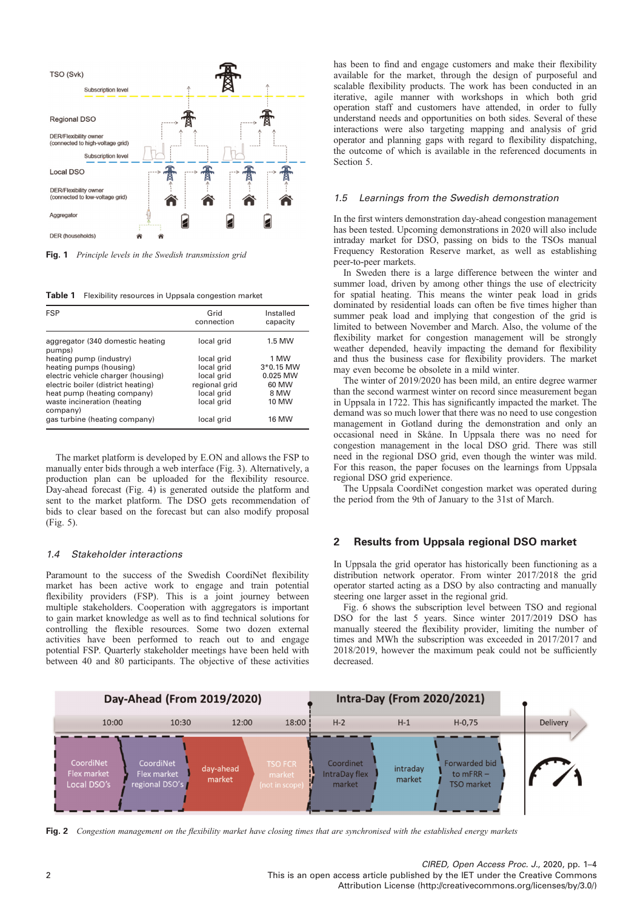Fig. 1  *Principle levels in the Swedish transmission grid*

**Table 1** Flexibility resources in Uppsala congestion market

| FSP | Grid connection | Installed capacity |
|---|---|---|
| aggregator (340 domestic heating pumps) | local grid | 1.5 MW |
| heating pump (industry) | local grid | 1 MW |
| heating pumps (housing) | local grid | 3*0.15 MW |
| electric vehicle charger (housing) | local grid | 0.025 MW |
| electric boiler (district heating) | regional grid | 60 MW |
| heat pump (heating company) | local grid | 8 MW |
| waste incineration (heating company) | local grid | 10 MW |
| gas turbine (heating company) | local grid | 16 MW |

The market platform is developed by E.ON and allows the FSP to manually enter bids through a web interface (Fig. 3). Alternatively, a production plan can be uploaded for the flexibility resource. Day-ahead forecast (Fig. 4) is generated outside the platform and sent to the market platform. The DSO gets recommendation of bids to clear based on the forecast but can also modify proposal (Fig. 5).

### *1.4 Stakeholder interactions*

Paramount to the success of the Swedish CoordiNet flexibility market has been active work to engage and train potential flexibility providers (FSP). This is a joint journey between multiple stakeholders. Cooperation with aggregators is important to gain market knowledge as well as to find technical solutions for controlling the flexible resources. Some two dozen external activities have been performed to reach out to and engage potential FSP. Quarterly stakeholder meetings have been held with between 40 and 80 participants. The objective of these activities has been to find and engage customers and make their flexibility available for the market, through the design of purposeful and scalable flexibility products. The work has been conducted in an iterative, agile manner with workshops in which both grid operation staff and customers have attended, in order to fully understand needs and opportunities on both sides. Several of these interactions were also targeting mapping and analysis of grid operator and planning gaps with regard to flexibility dispatching, the outcome of which is available in the referenced documents in Section 5.

### *1.5 Learnings from the Swedish demonstration*

In the first winters demonstration day-ahead congestion management has been tested. Upcoming demonstrations in 2020 will also include intraday market for DSO, passing on bids to the TSOs manual Frequency Restoration Reserve market, as well as establishing peer-to-peer markets.

In Sweden there is a large difference between the winter and summer load, driven by among other things the use of electricity for spatial heating. This means the winter peak load in grids dominated by residential loads can often be five times higher than summer peak load and implying that congestion of the grid is limited to between November and March. Also, the volume of the flexibility market for congestion management will be strongly weather depended, heavily impacting the demand for flexibility and thus the business case for flexibility providers. The market may even become be obsolete in a mild winter.

The winter of 2019/2020 has been mild, an entire degree warmer than the second warmest winter on record since measurement began in Uppsala in 1722. This has significantly impacted the market. The demand was so much lower that there was no need to use congestion management in Gotland during the demonstration and only an occasional need in Skåne. In Uppsala there was no need for congestion management in the local DSO grid. There was still need in the regional DSO grid, even though the winter was mild. For this reason, the paper focuses on the learnings from Uppsala regional DSO grid experience.

The Uppsala CoordiNet congestion market was operated during the period from the 9th of January to the 31st of March.

## 2 Results from Uppsala regional DSO market

In Uppsala the grid operator has historically been functioning as a distribution network operator. From winter 2017/2018 the grid operator started acting as a DSO by also contracting and manually steering one larger asset in the regional grid.

Fig. 6 shows the subscription level between TSO and regional DSO for the last 5 years. Since winter 2017/2019 DSO has manually steered the flexibility provider, limiting the number of times and MWh the subscription was exceeded in 2017/2017 and 2018/2019, however the maximum peak could not be sufficiently decreased.

Fig. 2  *Congestion management on the flexibility market have closing times that are synchronised with the established energy markets*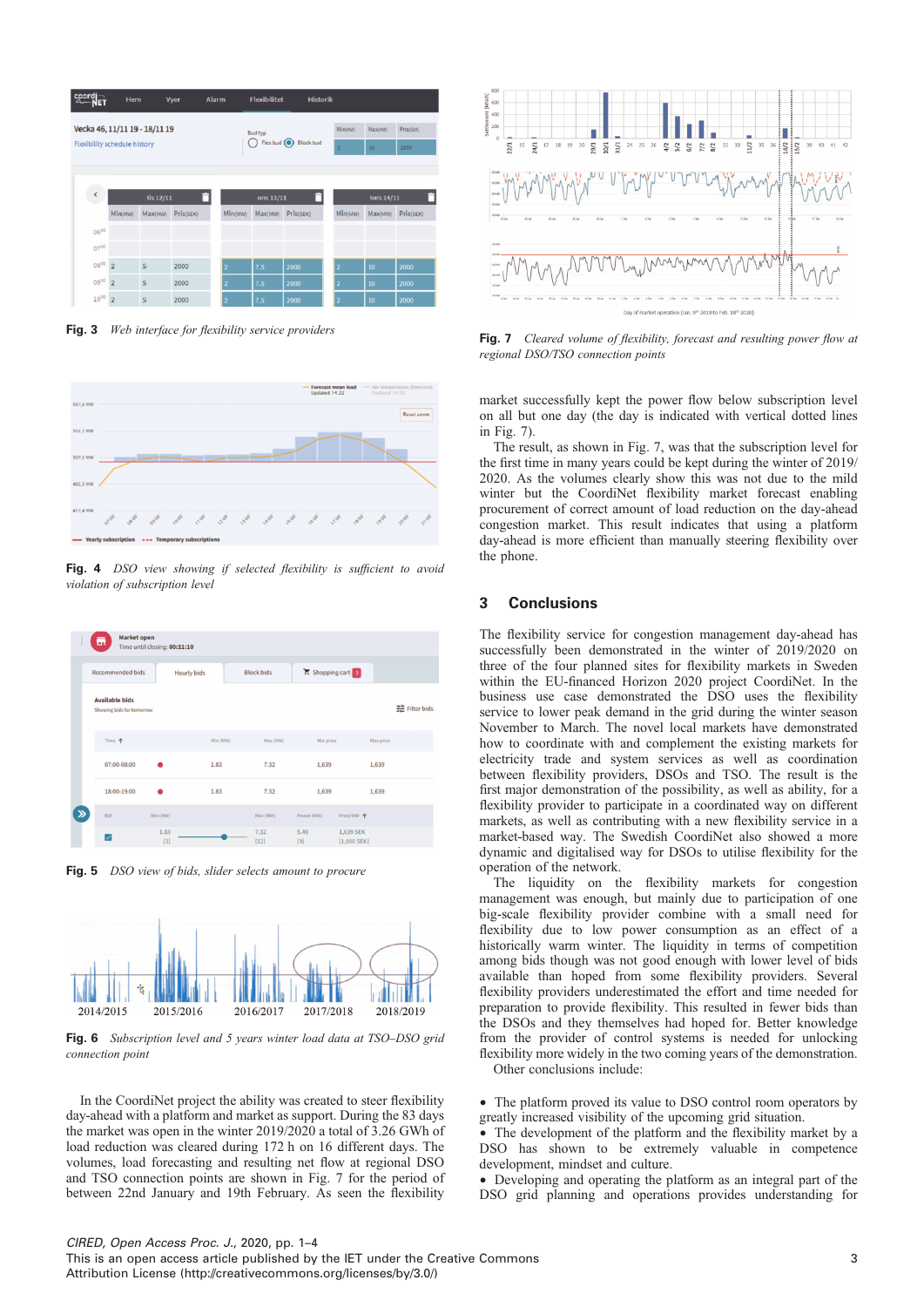**Fig. 3** *Web interface for flexibility service providers*

**Fig. 4** *DSO view showing if selected flexibility is sufficient to avoid violation of subscription level*

**Fig. 5** *DSO view of bids, slider selects amount to procure*

**Fig. 6** *Subscription level and 5 years winter load data at TSO–DSO grid connection point*

In the CoordiNet project the ability was created to steer flexibility day-ahead with a platform and market as support. During the 83 days the market was open in the winter 2019/2020 a total of 3.26 GWh of load reduction was cleared during 172 h on 16 different days. The volumes, load forecasting and resulting net flow at regional DSO and TSO connection points are shown in Fig. 7 for the period of between 22nd January and 19th February. As seen the flexibility

**Fig. 7** *Cleared volume of flexibility, forecast and resulting power flow at regional DSO/TSO connection points*

market successfully kept the power flow below subscription level on all but one day (the day is indicated with vertical dotted lines in Fig. 7).

The result, as shown in Fig. 7, was that the subscription level for the first time in many years could be kept during the winter of 2019/2020. As the volumes clearly show this was not due to the mild winter but the CoordiNet flexibility market forecast enabling procurement of correct amount of load reduction on the day-ahead congestion market. This result indicates that using a platform day-ahead is more efficient than manually steering flexibility over the phone.

## 3 Conclusions

The flexibility service for congestion management day-ahead has successfully been demonstrated in the winter of 2019/2020 on three of the four planned sites for flexibility markets in Sweden within the EU-financed Horizon 2020 project CoordiNet. In the business use case demonstrated the DSO uses the flexibility service to lower peak demand in the grid during the winter season November to March. The novel local markets have demonstrated how to coordinate with and complement the existing markets for electricity trade and system services as well as coordination between flexibility providers, DSOs and TSO. The result is the first major demonstration of the possibility, as well as ability, for a flexibility provider to participate in a coordinated way on different markets, as well as contributing with a new flexibility service in a market-based way. The Swedish CoordiNet also showed a more dynamic and digitalised way for DSOs to utilise flexibility for the operation of the network.

The liquidity on the flexibility markets for congestion management was enough, but mainly due to participation of one big-scale flexibility provider combine with a small need for flexibility due to low power consumption as an effect of a historically warm winter. The liquidity in terms of competition among bids though was not good enough with lower level of bids available than hoped from some flexibility providers. Several flexibility providers underestimated the effort and time needed for preparation to provide flexibility. This resulted in fewer bids than the DSOs and they themselves had hoped for. Better knowledge from the provider of control systems is needed for unlocking flexibility more widely in the two coming years of the demonstration.

Other conclusions include:

- The platform proved its value to DSO control room operators by greatly increased visibility of the upcoming grid situation.
- The development of the platform and the flexibility market by a DSO has shown to be extremely valuable in competence development, mindset and culture.
- Developing and operating the platform as an integral part of the DSO grid planning and operations provides understanding for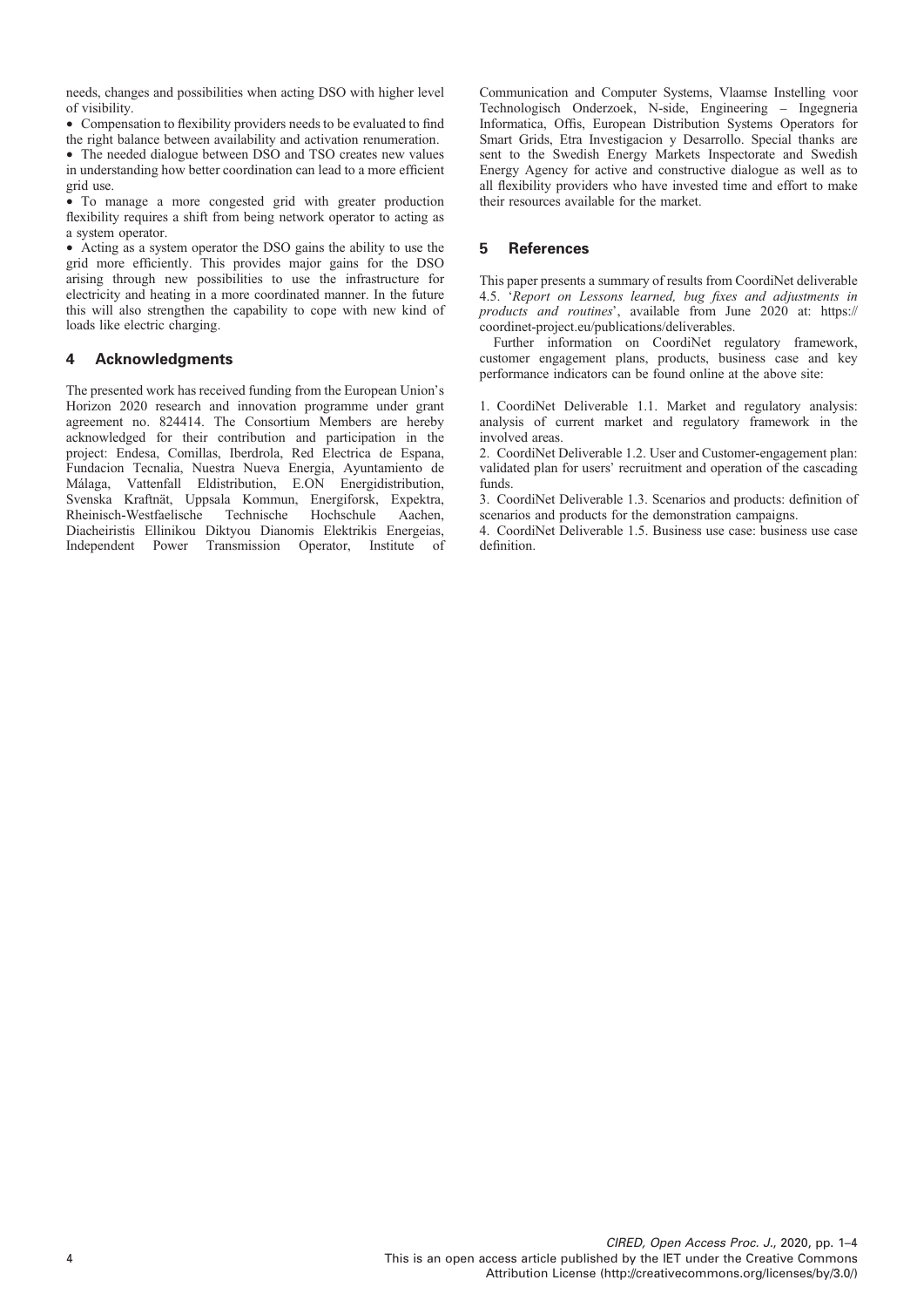needs, changes and possibilities when acting DSO with higher level of visibility.

- Compensation to flexibility providers needs to be evaluated to find the right balance between availability and activation renumeration.
- The needed dialogue between DSO and TSO creates new values in understanding how better coordination can lead to a more efficient grid use.
- To manage a more congested grid with greater production flexibility requires a shift from being network operator to acting as a system operator.
- Acting as a system operator the DSO gains the ability to use the grid more efficiently. This provides major gains for the DSO arising through new possibilities to use the infrastructure for electricity and heating in a more coordinated manner. In the future this will also strengthen the capability to cope with new kind of loads like electric charging.

## 4 Acknowledgments

The presented work has received funding from the European Union's Horizon 2020 research and innovation programme under grant agreement no. 824414. The Consortium Members are hereby acknowledged for their contribution and participation in the project: Endesa, Comillas, Iberdrola, Red Electrica de Espana, Fundacion Tecnalia, Nuestra Nueva Energia, Ayuntamiento de Málaga, Vattenfall Eldistribution, E.ON Energidistribution, Svenska Kraftnät, Uppsala Kommun, Energiforsk, Expektra, Rheinisch-Westfaelische Technische Hochschule Aachen, Diacheiristis Ellinikou Diktyou Dianomis Elektrikis Energeias, Independent Power Transmission Operator, Institute of Communication and Computer Systems, Vlaamse Instelling voor Technologisch Onderzoek, N-side, Engineering – Ingegneria Informatica, Offis, European Distribution Systems Operators for Smart Grids, Etra Investigacion y Desarrollo. Special thanks are sent to the Swedish Energy Markets Inspectorate and Swedish Energy Agency for active and constructive dialogue as well as to all flexibility providers who have invested time and effort to make their resources available for the market.

## 5 References

This paper presents a summary of results from CoordiNet deliverable 4.5. '*Report on Lessons learned, bug fixes and adjustments in products and routines*', available from June 2020 at: https://coordinet-project.eu/publications/deliverables.

Further information on CoordiNet regulatory framework, customer engagement plans, products, business case and key performance indicators can be found online at the above site:

1. CoordiNet Deliverable 1.1. Market and regulatory analysis: analysis of current market and regulatory framework in the involved areas.
2. CoordiNet Deliverable 1.2. User and Customer-engagement plan: validated plan for users' recruitment and operation of the cascading funds.
3. CoordiNet Deliverable 1.3. Scenarios and products: definition of scenarios and products for the demonstration campaigns.
4. CoordiNet Deliverable 1.5. Business use case: business use case definition.